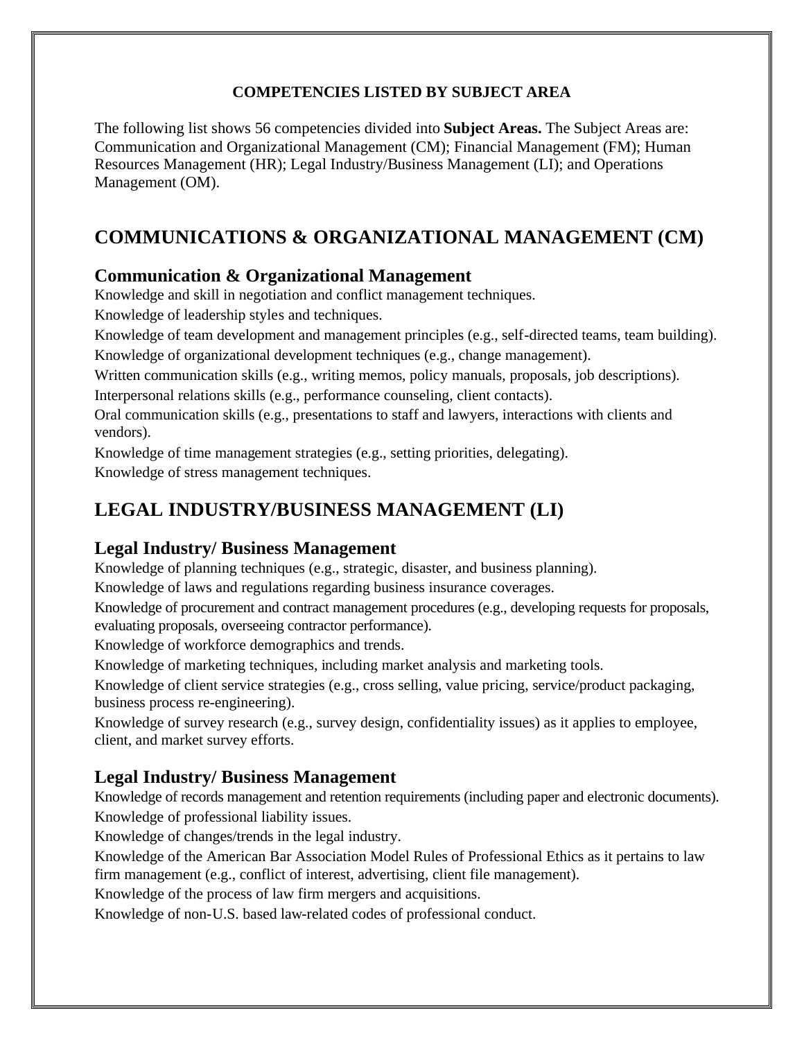**COMPETENCIES LISTED BY SUBJECT AREA**

The following list shows 56 competencies divided into **Subject Areas.** The Subject Areas are: Communication and Organizational Management (CM); Financial Management (FM); Human Resources Management (HR); Legal Industry/Business Management (LI); and Operations Management (OM).

# COMMUNICATIONS & ORGANIZATIONAL MANAGEMENT (CM)

## Communication & Organizational Management

Knowledge and skill in negotiation and conflict management techniques.

Knowledge of leadership styles and techniques.

Knowledge of team development and management principles (e.g., self-directed teams, team building).

Knowledge of organizational development techniques (e.g., change management).

Written communication skills (e.g., writing memos, policy manuals, proposals, job descriptions).

Interpersonal relations skills (e.g., performance counseling, client contacts).

Oral communication skills (e.g., presentations to staff and lawyers, interactions with clients and vendors).

Knowledge of time management strategies (e.g., setting priorities, delegating).

Knowledge of stress management techniques.

# LEGAL INDUSTRY/BUSINESS MANAGEMENT (LI)

## Legal Industry/ Business Management

Knowledge of planning techniques (e.g., strategic, disaster, and business planning).

Knowledge of laws and regulations regarding business insurance coverages.

Knowledge of procurement and contract management procedures (e.g., developing requests for proposals, evaluating proposals, overseeing contractor performance).

Knowledge of workforce demographics and trends.

Knowledge of marketing techniques, including market analysis and marketing tools.

Knowledge of client service strategies (e.g., cross selling, value pricing, service/product packaging, business process re-engineering).

Knowledge of survey research (e.g., survey design, confidentiality issues) as it applies to employee, client, and market survey efforts.

## Legal Industry/ Business Management

Knowledge of records management and retention requirements (including paper and electronic documents).

Knowledge of professional liability issues.

Knowledge of changes/trends in the legal industry.

Knowledge of the American Bar Association Model Rules of Professional Ethics as it pertains to law firm management (e.g., conflict of interest, advertising, client file management).

Knowledge of the process of law firm mergers and acquisitions.

Knowledge of non-U.S. based law-related codes of professional conduct.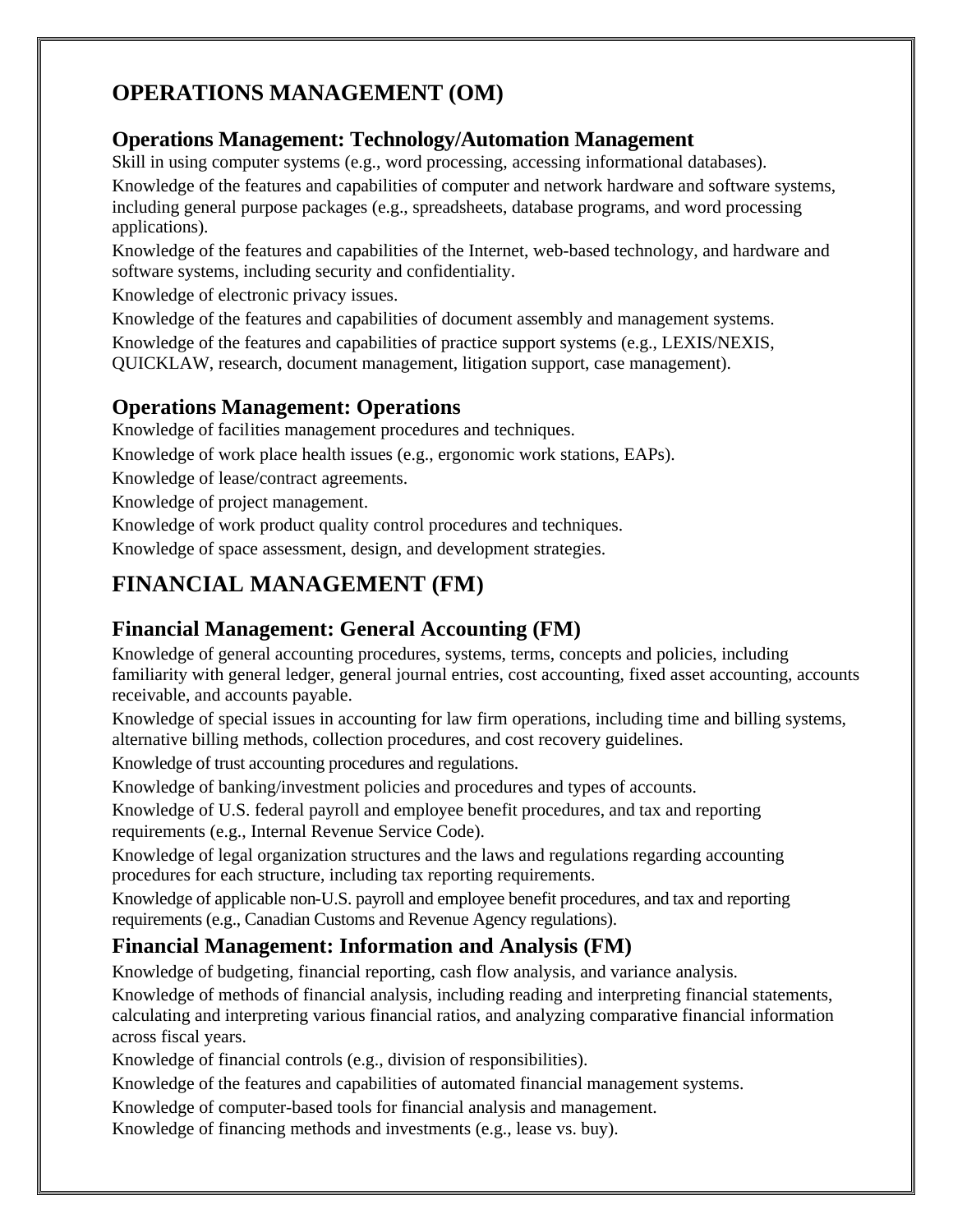# OPERATIONS MANAGEMENT (OM)

## Operations Management: Technology/Automation Management

Skill in using computer systems (e.g., word processing, accessing informational databases).

Knowledge of the features and capabilities of computer and network hardware and software systems, including general purpose packages (e.g., spreadsheets, database programs, and word processing applications).

Knowledge of the features and capabilities of the Internet, web-based technology, and hardware and software systems, including security and confidentiality.

Knowledge of electronic privacy issues.

Knowledge of the features and capabilities of document assembly and management systems.

Knowledge of the features and capabilities of practice support systems (e.g., LEXIS/NEXIS, QUICKLAW, research, document management, litigation support, case management).

## Operations Management: Operations

Knowledge of facilities management procedures and techniques.

Knowledge of work place health issues (e.g., ergonomic work stations, EAPs).

Knowledge of lease/contract agreements.

Knowledge of project management.

Knowledge of work product quality control procedures and techniques.

Knowledge of space assessment, design, and development strategies.

# FINANCIAL MANAGEMENT (FM)

## Financial Management: General Accounting (FM)

Knowledge of general accounting procedures, systems, terms, concepts and policies, including familiarity with general ledger, general journal entries, cost accounting, fixed asset accounting, accounts receivable, and accounts payable.

Knowledge of special issues in accounting for law firm operations, including time and billing systems, alternative billing methods, collection procedures, and cost recovery guidelines.

Knowledge of trust accounting procedures and regulations.

Knowledge of banking/investment policies and procedures and types of accounts.

Knowledge of U.S. federal payroll and employee benefit procedures, and tax and reporting requirements (e.g., Internal Revenue Service Code).

Knowledge of legal organization structures and the laws and regulations regarding accounting procedures for each structure, including tax reporting requirements.

Knowledge of applicable non-U.S. payroll and employee benefit procedures, and tax and reporting requirements (e.g., Canadian Customs and Revenue Agency regulations).

## Financial Management: Information and Analysis (FM)

Knowledge of budgeting, financial reporting, cash flow analysis, and variance analysis.

Knowledge of methods of financial analysis, including reading and interpreting financial statements, calculating and interpreting various financial ratios, and analyzing comparative financial information across fiscal years.

Knowledge of financial controls (e.g., division of responsibilities).

Knowledge of the features and capabilities of automated financial management systems.

Knowledge of computer-based tools for financial analysis and management.

Knowledge of financing methods and investments (e.g., lease vs. buy).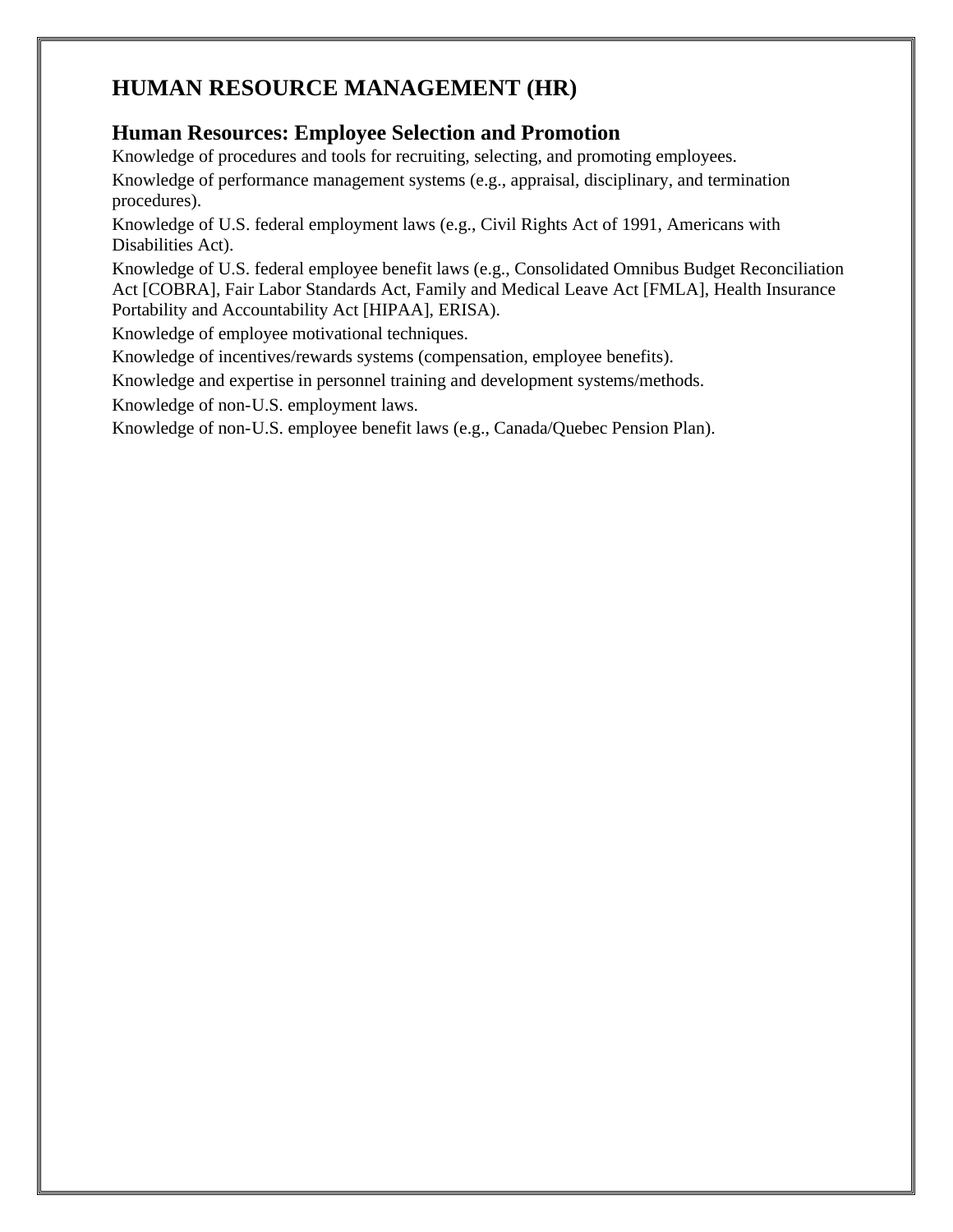# HUMAN RESOURCE MANAGEMENT (HR)

## Human Resources: Employee Selection and Promotion

Knowledge of procedures and tools for recruiting, selecting, and promoting employees.

Knowledge of performance management systems (e.g., appraisal, disciplinary, and termination procedures).

Knowledge of U.S. federal employment laws (e.g., Civil Rights Act of 1991, Americans with Disabilities Act).

Knowledge of U.S. federal employee benefit laws (e.g., Consolidated Omnibus Budget Reconciliation Act [COBRA], Fair Labor Standards Act, Family and Medical Leave Act [FMLA], Health Insurance Portability and Accountability Act [HIPAA], ERISA).

Knowledge of employee motivational techniques.

Knowledge of incentives/rewards systems (compensation, employee benefits).

Knowledge and expertise in personnel training and development systems/methods.

Knowledge of non-U.S. employment laws.

Knowledge of non-U.S. employee benefit laws (e.g., Canada/Quebec Pension Plan).